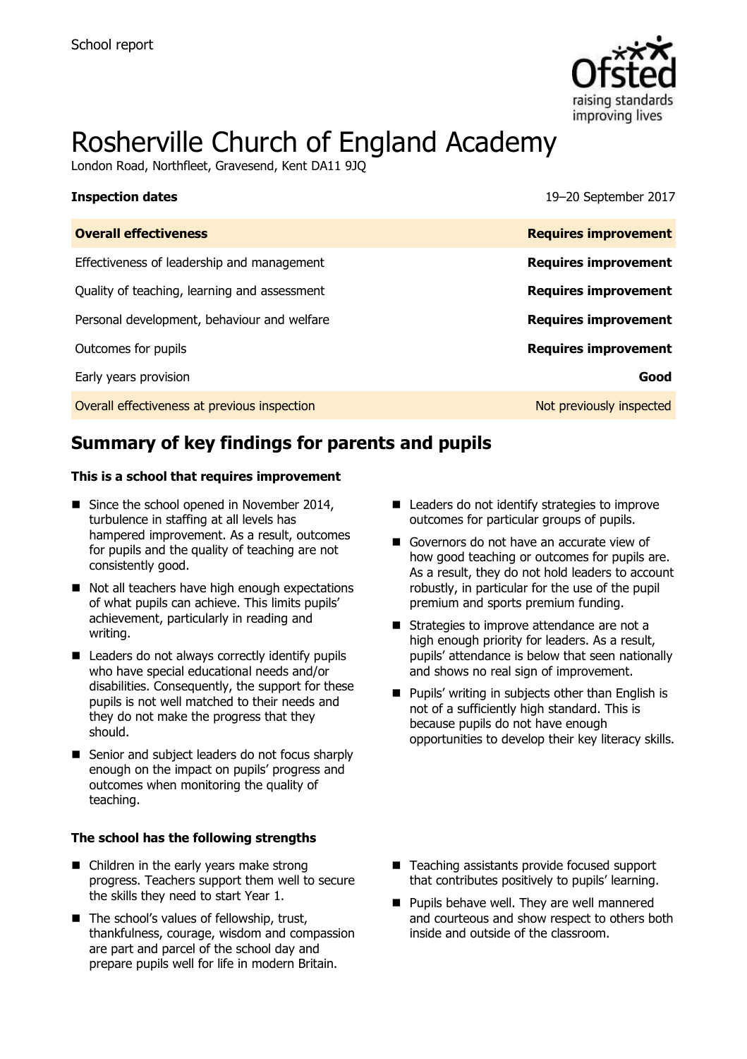School report

# Rosherville Church of England Academy

London Road, Northfleet, Gravesend, Kent DA11 9JQ

**Inspection dates** 19–20 September 2017

| | |
|---|---|
| **Overall effectiveness** | **Requires improvement** |
| Effectiveness of leadership and management | **Requires improvement** |
| Quality of teaching, learning and assessment | **Requires improvement** |
| Personal development, behaviour and welfare | **Requires improvement** |
| Outcomes for pupils | **Requires improvement** |
| Early years provision | **Good** |
| Overall effectiveness at previous inspection | Not previously inspected |

## Summary of key findings for parents and pupils

### This is a school that requires improvement

- Since the school opened in November 2014, turbulence in staffing at all levels has hampered improvement. As a result, outcomes for pupils and the quality of teaching are not consistently good.
- Not all teachers have high enough expectations of what pupils can achieve. This limits pupils' achievement, particularly in reading and writing.
- Leaders do not always correctly identify pupils who have special educational needs and/or disabilities. Consequently, the support for these pupils is not well matched to their needs and they do not make the progress that they should.
- Senior and subject leaders do not focus sharply enough on the impact on pupils' progress and outcomes when monitoring the quality of teaching.
- Leaders do not identify strategies to improve outcomes for particular groups of pupils.
- Governors do not have an accurate view of how good teaching or outcomes for pupils are. As a result, they do not hold leaders to account robustly, in particular for the use of the pupil premium and sports premium funding.
- Strategies to improve attendance are not a high enough priority for leaders. As a result, pupils' attendance is below that seen nationally and shows no real sign of improvement.
- Pupils' writing in subjects other than English is not of a sufficiently high standard. This is because pupils do not have enough opportunities to develop their key literacy skills.

### The school has the following strengths

- Children in the early years make strong progress. Teachers support them well to secure the skills they need to start Year 1.
- The school's values of fellowship, trust, thankfulness, courage, wisdom and compassion are part and parcel of the school day and prepare pupils well for life in modern Britain.
- Teaching assistants provide focused support that contributes positively to pupils' learning.
- Pupils behave well. They are well mannered and courteous and show respect to others both inside and outside of the classroom.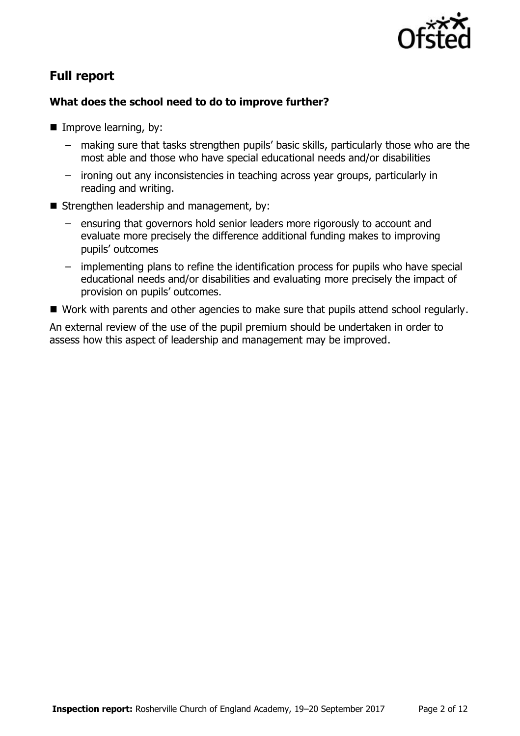## Full report

### What does the school need to do to improve further?

- Improve learning, by:
  - making sure that tasks strengthen pupils' basic skills, particularly those who are the most able and those who have special educational needs and/or disabilities
  - ironing out any inconsistencies in teaching across year groups, particularly in reading and writing.
- Strengthen leadership and management, by:
  - ensuring that governors hold senior leaders more rigorously to account and evaluate more precisely the difference additional funding makes to improving pupils' outcomes
  - implementing plans to refine the identification process for pupils who have special educational needs and/or disabilities and evaluating more precisely the impact of provision on pupils' outcomes.
- Work with parents and other agencies to make sure that pupils attend school regularly.

An external review of the use of the pupil premium should be undertaken in order to assess how this aspect of leadership and management may be improved.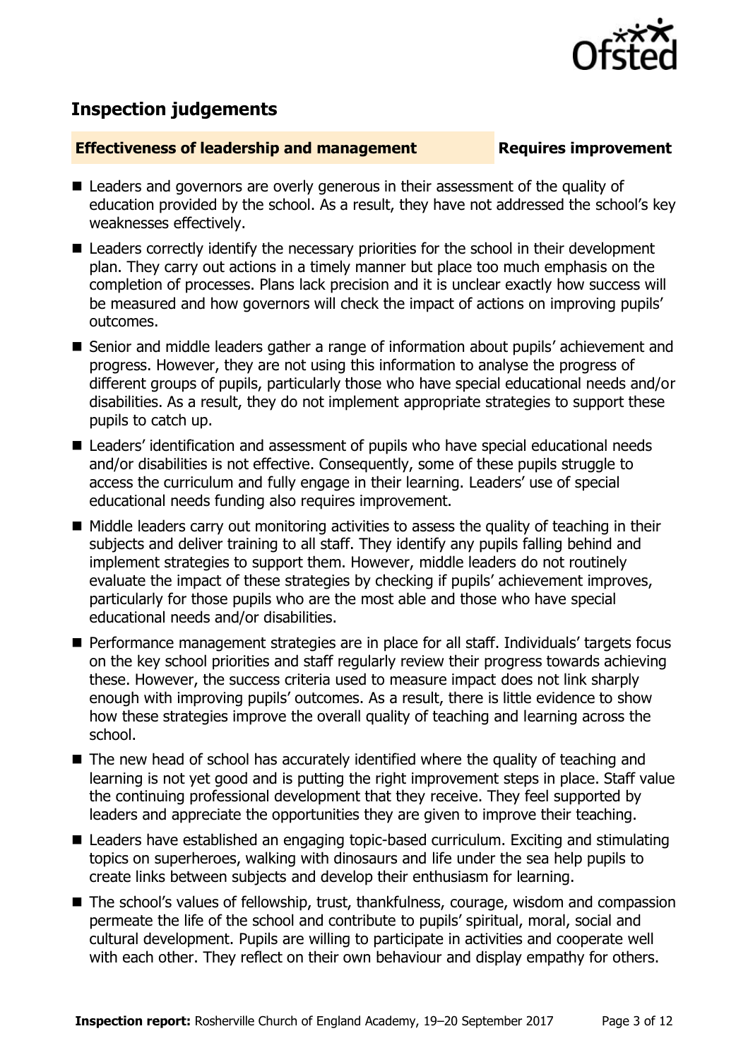## Inspection judgements

**Effectiveness of leadership and management** **Requires improvement**

- Leaders and governors are overly generous in their assessment of the quality of education provided by the school. As a result, they have not addressed the school's key weaknesses effectively.
- Leaders correctly identify the necessary priorities for the school in their development plan. They carry out actions in a timely manner but place too much emphasis on the completion of processes. Plans lack precision and it is unclear exactly how success will be measured and how governors will check the impact of actions on improving pupils' outcomes.
- Senior and middle leaders gather a range of information about pupils' achievement and progress. However, they are not using this information to analyse the progress of different groups of pupils, particularly those who have special educational needs and/or disabilities. As a result, they do not implement appropriate strategies to support these pupils to catch up.
- Leaders' identification and assessment of pupils who have special educational needs and/or disabilities is not effective. Consequently, some of these pupils struggle to access the curriculum and fully engage in their learning. Leaders' use of special educational needs funding also requires improvement.
- Middle leaders carry out monitoring activities to assess the quality of teaching in their subjects and deliver training to all staff. They identify any pupils falling behind and implement strategies to support them. However, middle leaders do not routinely evaluate the impact of these strategies by checking if pupils' achievement improves, particularly for those pupils who are the most able and those who have special educational needs and/or disabilities.
- Performance management strategies are in place for all staff. Individuals' targets focus on the key school priorities and staff regularly review their progress towards achieving these. However, the success criteria used to measure impact does not link sharply enough with improving pupils' outcomes. As a result, there is little evidence to show how these strategies improve the overall quality of teaching and learning across the school.
- The new head of school has accurately identified where the quality of teaching and learning is not yet good and is putting the right improvement steps in place. Staff value the continuing professional development that they receive. They feel supported by leaders and appreciate the opportunities they are given to improve their teaching.
- Leaders have established an engaging topic-based curriculum. Exciting and stimulating topics on superheroes, walking with dinosaurs and life under the sea help pupils to create links between subjects and develop their enthusiasm for learning.
- The school's values of fellowship, trust, thankfulness, courage, wisdom and compassion permeate the life of the school and contribute to pupils' spiritual, moral, social and cultural development. Pupils are willing to participate in activities and cooperate well with each other. They reflect on their own behaviour and display empathy for others.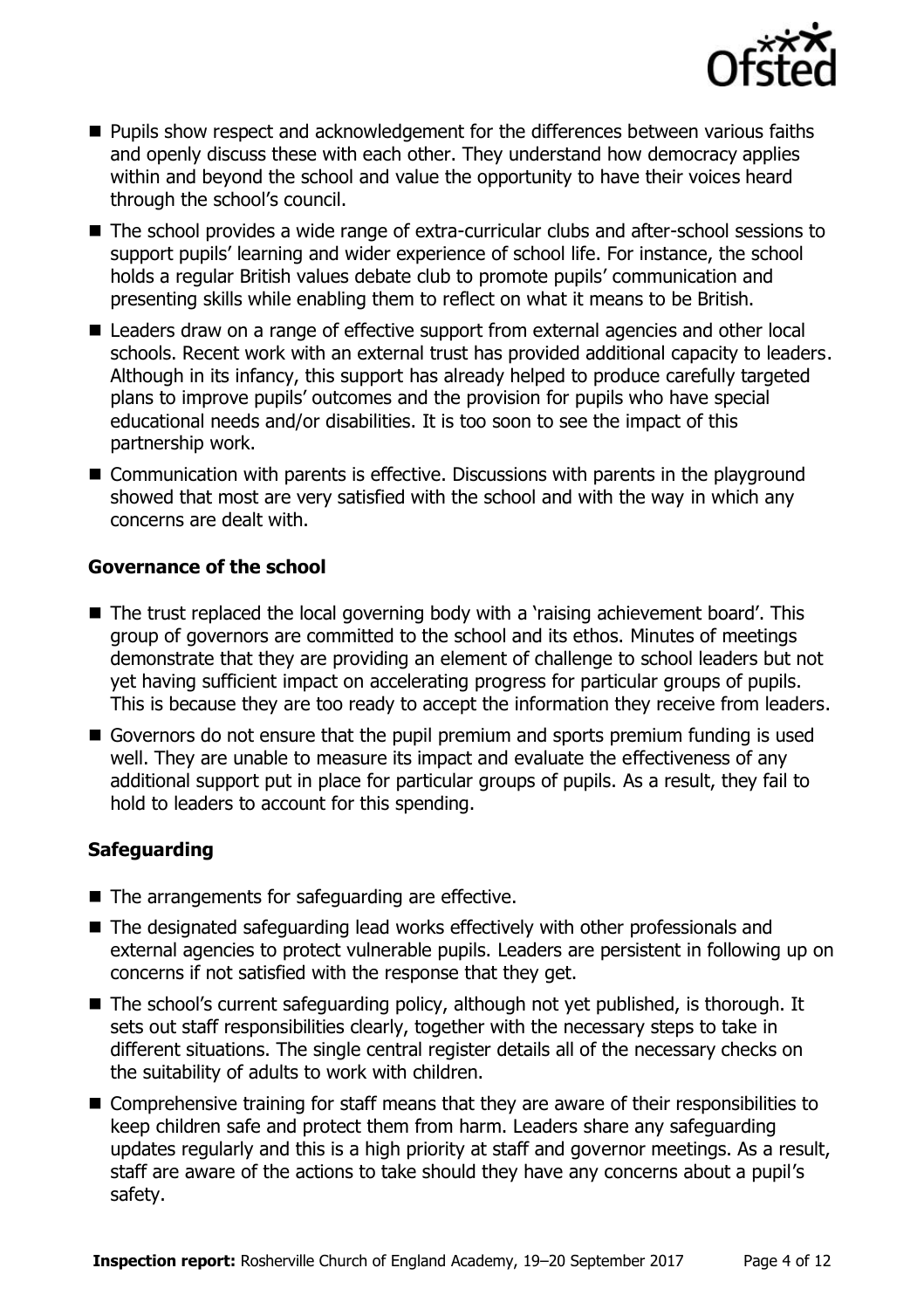- Pupils show respect and acknowledgement for the differences between various faiths and openly discuss these with each other. They understand how democracy applies within and beyond the school and value the opportunity to have their voices heard through the school's council.
- The school provides a wide range of extra-curricular clubs and after-school sessions to support pupils' learning and wider experience of school life. For instance, the school holds a regular British values debate club to promote pupils' communication and presenting skills while enabling them to reflect on what it means to be British.
- Leaders draw on a range of effective support from external agencies and other local schools. Recent work with an external trust has provided additional capacity to leaders. Although in its infancy, this support has already helped to produce carefully targeted plans to improve pupils' outcomes and the provision for pupils who have special educational needs and/or disabilities. It is too soon to see the impact of this partnership work.
- Communication with parents is effective. Discussions with parents in the playground showed that most are very satisfied with the school and with the way in which any concerns are dealt with.

### Governance of the school

- The trust replaced the local governing body with a 'raising achievement board'. This group of governors are committed to the school and its ethos. Minutes of meetings demonstrate that they are providing an element of challenge to school leaders but not yet having sufficient impact on accelerating progress for particular groups of pupils. This is because they are too ready to accept the information they receive from leaders.
- Governors do not ensure that the pupil premium and sports premium funding is used well. They are unable to measure its impact and evaluate the effectiveness of any additional support put in place for particular groups of pupils. As a result, they fail to hold to leaders to account for this spending.

### Safeguarding

- The arrangements for safeguarding are effective.
- The designated safeguarding lead works effectively with other professionals and external agencies to protect vulnerable pupils. Leaders are persistent in following up on concerns if not satisfied with the response that they get.
- The school's current safeguarding policy, although not yet published, is thorough. It sets out staff responsibilities clearly, together with the necessary steps to take in different situations. The single central register details all of the necessary checks on the suitability of adults to work with children.
- Comprehensive training for staff means that they are aware of their responsibilities to keep children safe and protect them from harm. Leaders share any safeguarding updates regularly and this is a high priority at staff and governor meetings. As a result, staff are aware of the actions to take should they have any concerns about a pupil's safety.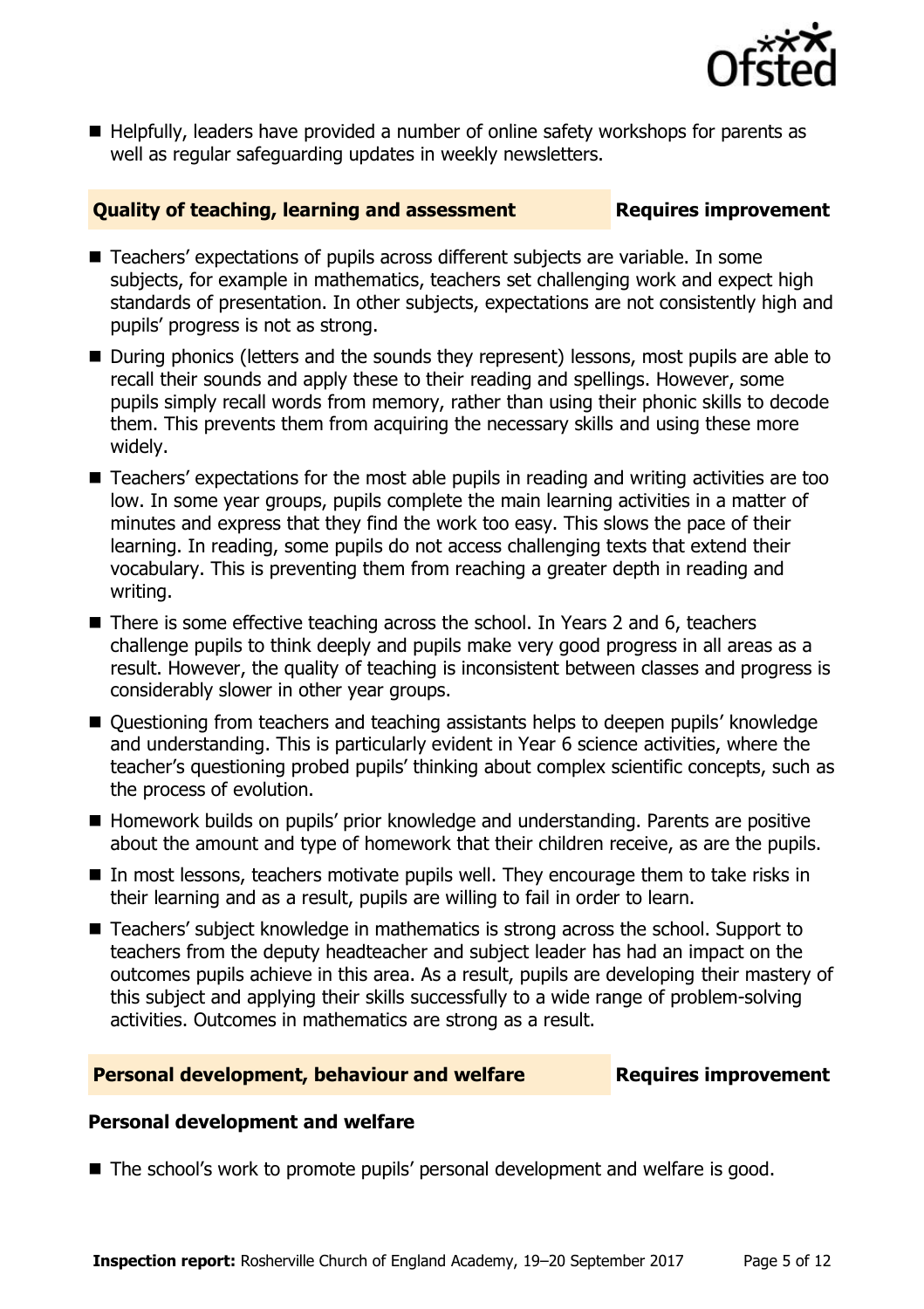- Helpfully, leaders have provided a number of online safety workshops for parents as well as regular safeguarding updates in weekly newsletters.

## Quality of teaching, learning and assessment — Requires improvement

- Teachers' expectations of pupils across different subjects are variable. In some subjects, for example in mathematics, teachers set challenging work and expect high standards of presentation. In other subjects, expectations are not consistently high and pupils' progress is not as strong.
- During phonics (letters and the sounds they represent) lessons, most pupils are able to recall their sounds and apply these to their reading and spellings. However, some pupils simply recall words from memory, rather than using their phonic skills to decode them. This prevents them from acquiring the necessary skills and using these more widely.
- Teachers' expectations for the most able pupils in reading and writing activities are too low. In some year groups, pupils complete the main learning activities in a matter of minutes and express that they find the work too easy. This slows the pace of their learning. In reading, some pupils do not access challenging texts that extend their vocabulary. This is preventing them from reaching a greater depth in reading and writing.
- There is some effective teaching across the school. In Years 2 and 6, teachers challenge pupils to think deeply and pupils make very good progress in all areas as a result. However, the quality of teaching is inconsistent between classes and progress is considerably slower in other year groups.
- Questioning from teachers and teaching assistants helps to deepen pupils' knowledge and understanding. This is particularly evident in Year 6 science activities, where the teacher's questioning probed pupils' thinking about complex scientific concepts, such as the process of evolution.
- Homework builds on pupils' prior knowledge and understanding. Parents are positive about the amount and type of homework that their children receive, as are the pupils.
- In most lessons, teachers motivate pupils well. They encourage them to take risks in their learning and as a result, pupils are willing to fail in order to learn.
- Teachers' subject knowledge in mathematics is strong across the school. Support to teachers from the deputy headteacher and subject leader has had an impact on the outcomes pupils achieve in this area. As a result, pupils are developing their mastery of this subject and applying their skills successfully to a wide range of problem-solving activities. Outcomes in mathematics are strong as a result.

## Personal development, behaviour and welfare — Requires improvement

### Personal development and welfare

- The school's work to promote pupils' personal development and welfare is good.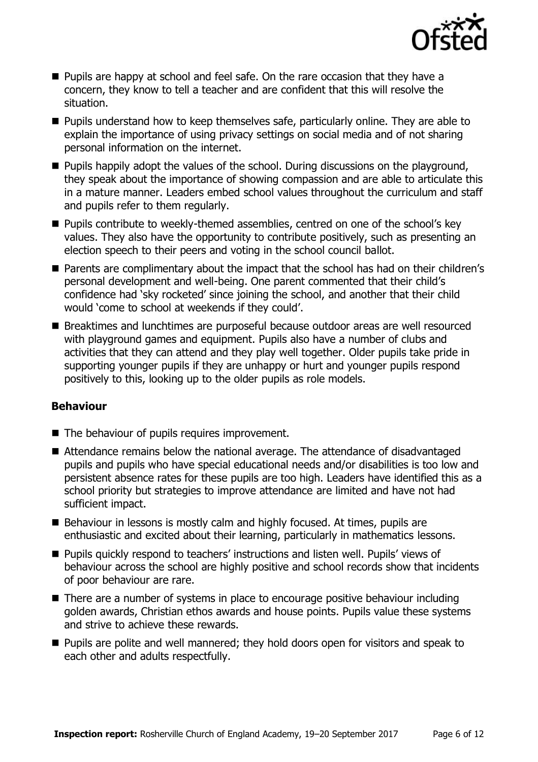- Pupils are happy at school and feel safe. On the rare occasion that they have a concern, they know to tell a teacher and are confident that this will resolve the situation.
- Pupils understand how to keep themselves safe, particularly online. They are able to explain the importance of using privacy settings on social media and of not sharing personal information on the internet.
- Pupils happily adopt the values of the school. During discussions on the playground, they speak about the importance of showing compassion and are able to articulate this in a mature manner. Leaders embed school values throughout the curriculum and staff and pupils refer to them regularly.
- Pupils contribute to weekly-themed assemblies, centred on one of the school's key values. They also have the opportunity to contribute positively, such as presenting an election speech to their peers and voting in the school council ballot.
- Parents are complimentary about the impact that the school has had on their children's personal development and well-being. One parent commented that their child's confidence had 'sky rocketed' since joining the school, and another that their child would 'come to school at weekends if they could'.
- Breaktimes and lunchtimes are purposeful because outdoor areas are well resourced with playground games and equipment. Pupils also have a number of clubs and activities that they can attend and they play well together. Older pupils take pride in supporting younger pupils if they are unhappy or hurt and younger pupils respond positively to this, looking up to the older pupils as role models.

### Behaviour

- The behaviour of pupils requires improvement.
- Attendance remains below the national average. The attendance of disadvantaged pupils and pupils who have special educational needs and/or disabilities is too low and persistent absence rates for these pupils are too high. Leaders have identified this as a school priority but strategies to improve attendance are limited and have not had sufficient impact.
- Behaviour in lessons is mostly calm and highly focused. At times, pupils are enthusiastic and excited about their learning, particularly in mathematics lessons.
- Pupils quickly respond to teachers' instructions and listen well. Pupils' views of behaviour across the school are highly positive and school records show that incidents of poor behaviour are rare.
- There are a number of systems in place to encourage positive behaviour including golden awards, Christian ethos awards and house points. Pupils value these systems and strive to achieve these rewards.
- Pupils are polite and well mannered; they hold doors open for visitors and speak to each other and adults respectfully.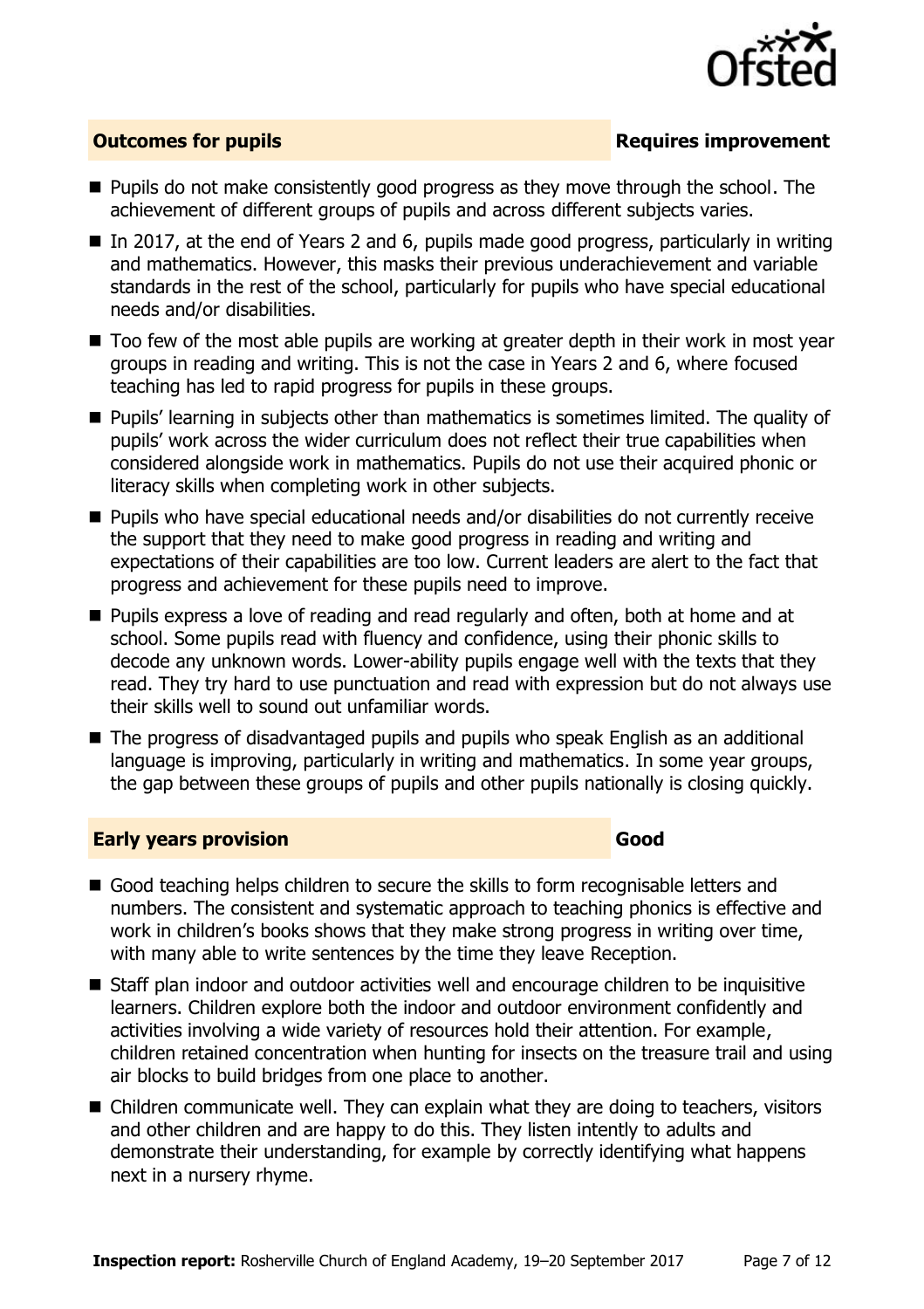## Outcomes for pupils — Requires improvement

- Pupils do not make consistently good progress as they move through the school. The achievement of different groups of pupils and across different subjects varies.
- In 2017, at the end of Years 2 and 6, pupils made good progress, particularly in writing and mathematics. However, this masks their previous underachievement and variable standards in the rest of the school, particularly for pupils who have special educational needs and/or disabilities.
- Too few of the most able pupils are working at greater depth in their work in most year groups in reading and writing. This is not the case in Years 2 and 6, where focused teaching has led to rapid progress for pupils in these groups.
- Pupils' learning in subjects other than mathematics is sometimes limited. The quality of pupils' work across the wider curriculum does not reflect their true capabilities when considered alongside work in mathematics. Pupils do not use their acquired phonic or literacy skills when completing work in other subjects.
- Pupils who have special educational needs and/or disabilities do not currently receive the support that they need to make good progress in reading and writing and expectations of their capabilities are too low. Current leaders are alert to the fact that progress and achievement for these pupils need to improve.
- Pupils express a love of reading and read regularly and often, both at home and at school. Some pupils read with fluency and confidence, using their phonic skills to decode any unknown words. Lower-ability pupils engage well with the texts that they read. They try hard to use punctuation and read with expression but do not always use their skills well to sound out unfamiliar words.
- The progress of disadvantaged pupils and pupils who speak English as an additional language is improving, particularly in writing and mathematics. In some year groups, the gap between these groups of pupils and other pupils nationally is closing quickly.

## Early years provision — Good

- Good teaching helps children to secure the skills to form recognisable letters and numbers. The consistent and systematic approach to teaching phonics is effective and work in children's books shows that they make strong progress in writing over time, with many able to write sentences by the time they leave Reception.
- Staff plan indoor and outdoor activities well and encourage children to be inquisitive learners. Children explore both the indoor and outdoor environment confidently and activities involving a wide variety of resources hold their attention. For example, children retained concentration when hunting for insects on the treasure trail and using air blocks to build bridges from one place to another.
- Children communicate well. They can explain what they are doing to teachers, visitors and other children and are happy to do this. They listen intently to adults and demonstrate their understanding, for example by correctly identifying what happens next in a nursery rhyme.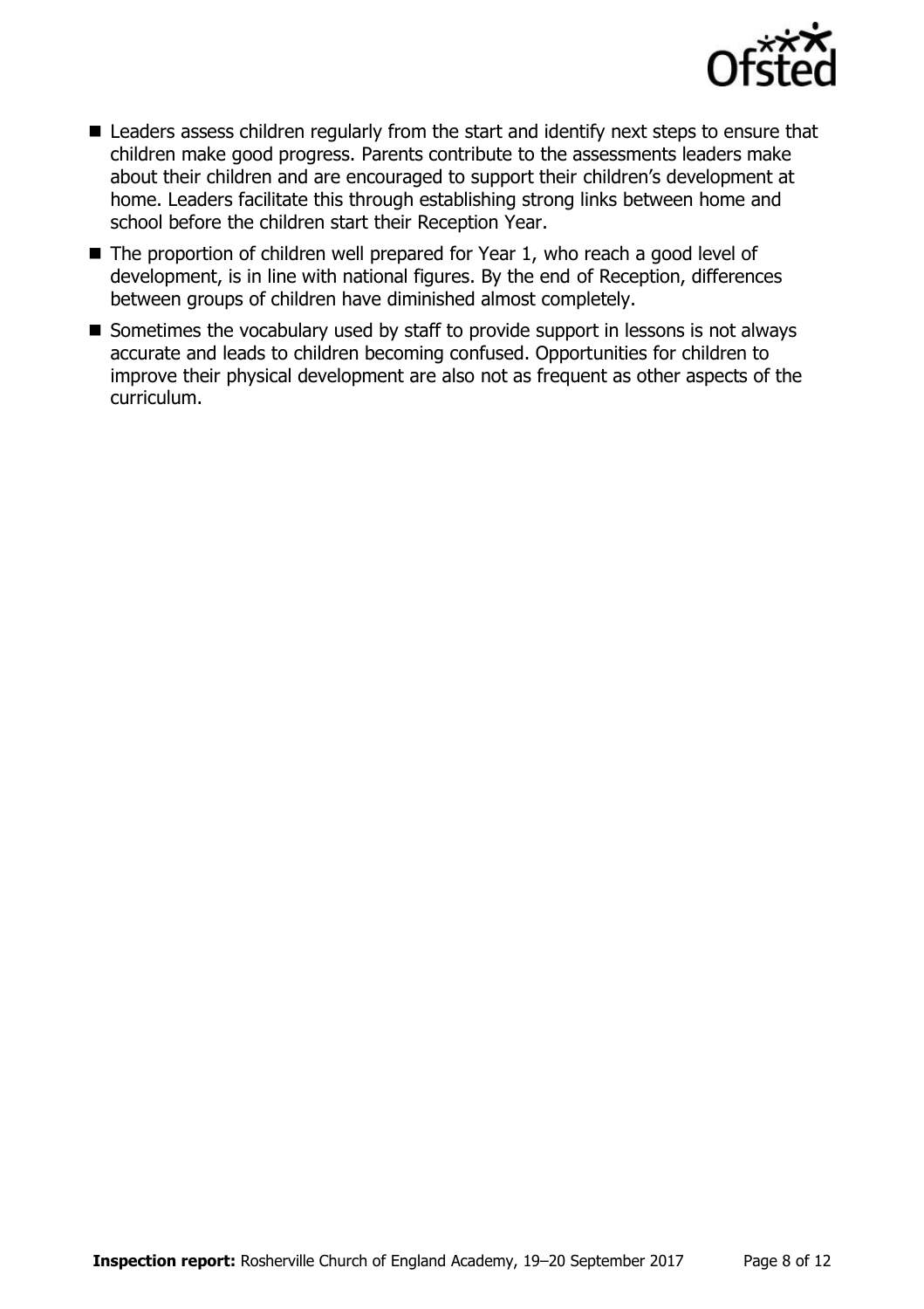- Leaders assess children regularly from the start and identify next steps to ensure that children make good progress. Parents contribute to the assessments leaders make about their children and are encouraged to support their children's development at home. Leaders facilitate this through establishing strong links between home and school before the children start their Reception Year.
- The proportion of children well prepared for Year 1, who reach a good level of development, is in line with national figures. By the end of Reception, differences between groups of children have diminished almost completely.
- Sometimes the vocabulary used by staff to provide support in lessons is not always accurate and leads to children becoming confused. Opportunities for children to improve their physical development are also not as frequent as other aspects of the curriculum.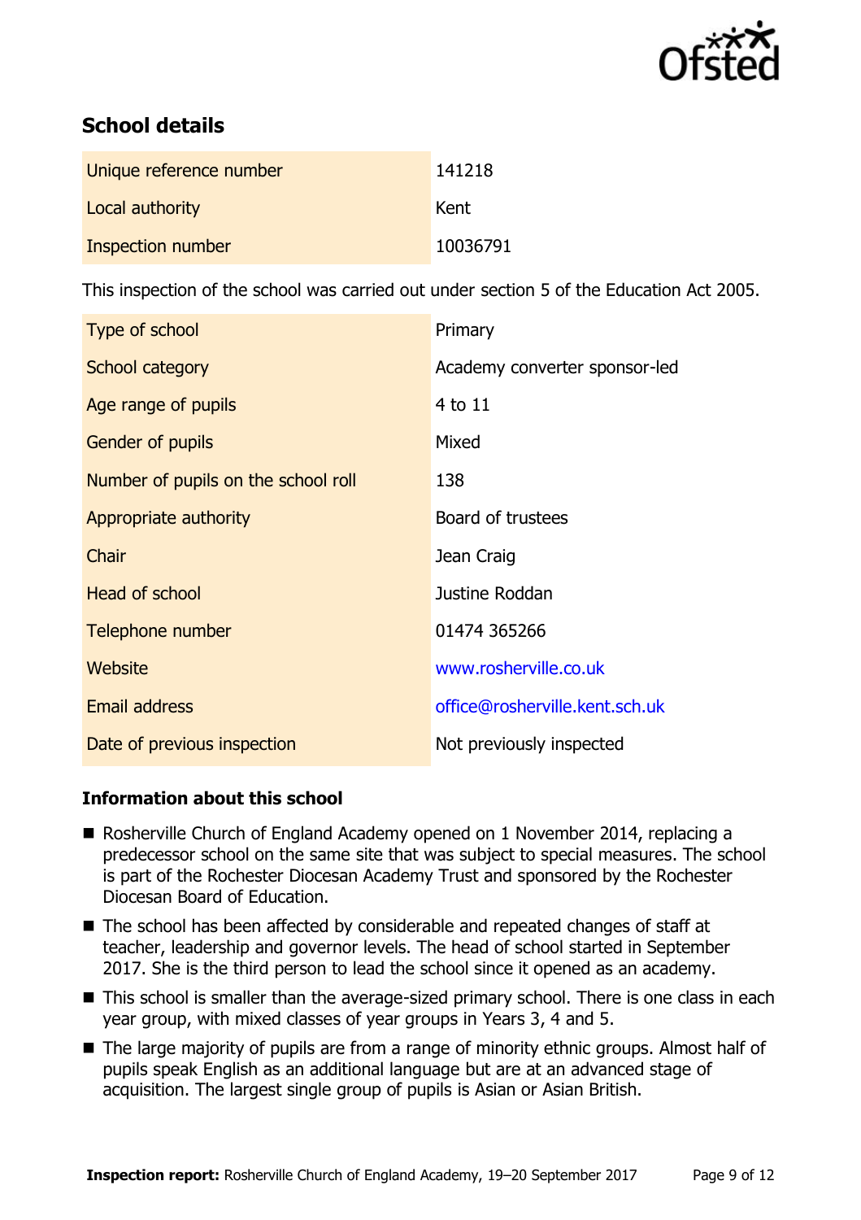## School details

| | |
|---|---|
| Unique reference number | 141218 |
| Local authority | Kent |
| Inspection number | 10036791 |

This inspection of the school was carried out under section 5 of the Education Act 2005.

| | |
|---|---|
| Type of school | Primary |
| School category | Academy converter sponsor-led |
| Age range of pupils | 4 to 11 |
| Gender of pupils | Mixed |
| Number of pupils on the school roll | 138 |
| Appropriate authority | Board of trustees |
| Chair | Jean Craig |
| Head of school | Justine Roddan |
| Telephone number | 01474 365266 |
| Website | www.rosherville.co.uk |
| Email address | office@rosherville.kent.sch.uk |
| Date of previous inspection | Not previously inspected |

### Information about this school

- Rosherville Church of England Academy opened on 1 November 2014, replacing a predecessor school on the same site that was subject to special measures. The school is part of the Rochester Diocesan Academy Trust and sponsored by the Rochester Diocesan Board of Education.
- The school has been affected by considerable and repeated changes of staff at teacher, leadership and governor levels. The head of school started in September 2017. She is the third person to lead the school since it opened as an academy.
- This school is smaller than the average-sized primary school. There is one class in each year group, with mixed classes of year groups in Years 3, 4 and 5.
- The large majority of pupils are from a range of minority ethnic groups. Almost half of pupils speak English as an additional language but are at an advanced stage of acquisition. The largest single group of pupils is Asian or Asian British.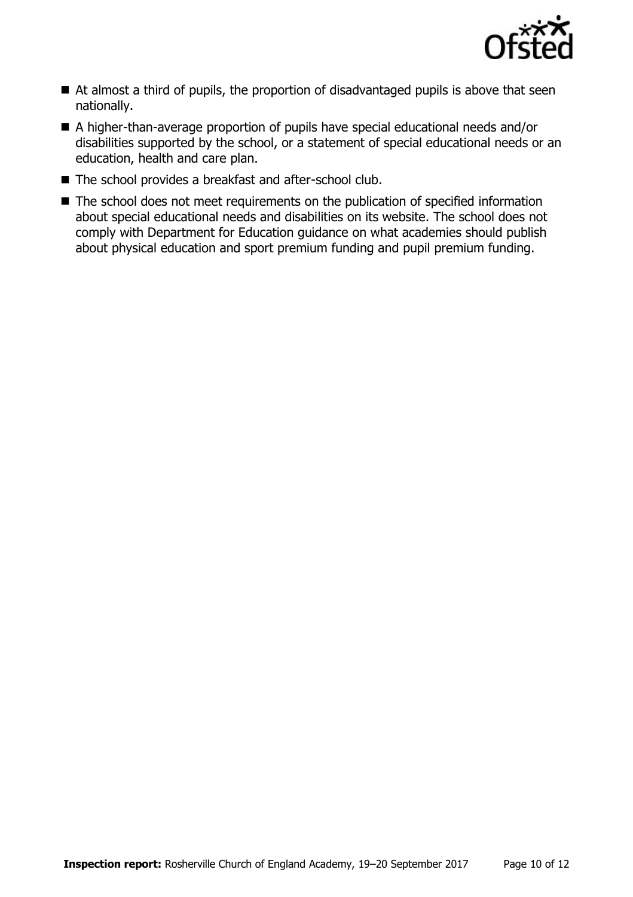- At almost a third of pupils, the proportion of disadvantaged pupils is above that seen nationally.
- A higher-than-average proportion of pupils have special educational needs and/or disabilities supported by the school, or a statement of special educational needs or an education, health and care plan.
- The school provides a breakfast and after-school club.
- The school does not meet requirements on the publication of specified information about special educational needs and disabilities on its website. The school does not comply with Department for Education guidance on what academies should publish about physical education and sport premium funding and pupil premium funding.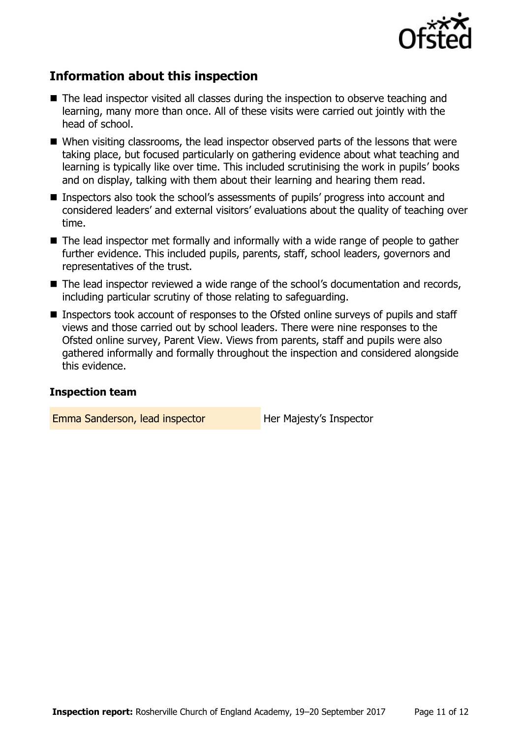## Information about this inspection

- The lead inspector visited all classes during the inspection to observe teaching and learning, many more than once. All of these visits were carried out jointly with the head of school.
- When visiting classrooms, the lead inspector observed parts of the lessons that were taking place, but focused particularly on gathering evidence about what teaching and learning is typically like over time. This included scrutinising the work in pupils' books and on display, talking with them about their learning and hearing them read.
- Inspectors also took the school's assessments of pupils' progress into account and considered leaders' and external visitors' evaluations about the quality of teaching over time.
- The lead inspector met formally and informally with a wide range of people to gather further evidence. This included pupils, parents, staff, school leaders, governors and representatives of the trust.
- The lead inspector reviewed a wide range of the school's documentation and records, including particular scrutiny of those relating to safeguarding.
- Inspectors took account of responses to the Ofsted online surveys of pupils and staff views and those carried out by school leaders. There were nine responses to the Ofsted online survey, Parent View. Views from parents, staff and pupils were also gathered informally and formally throughout the inspection and considered alongside this evidence.

### Inspection team

| | |
| --- | --- |
| Emma Sanderson, lead inspector | Her Majesty's Inspector |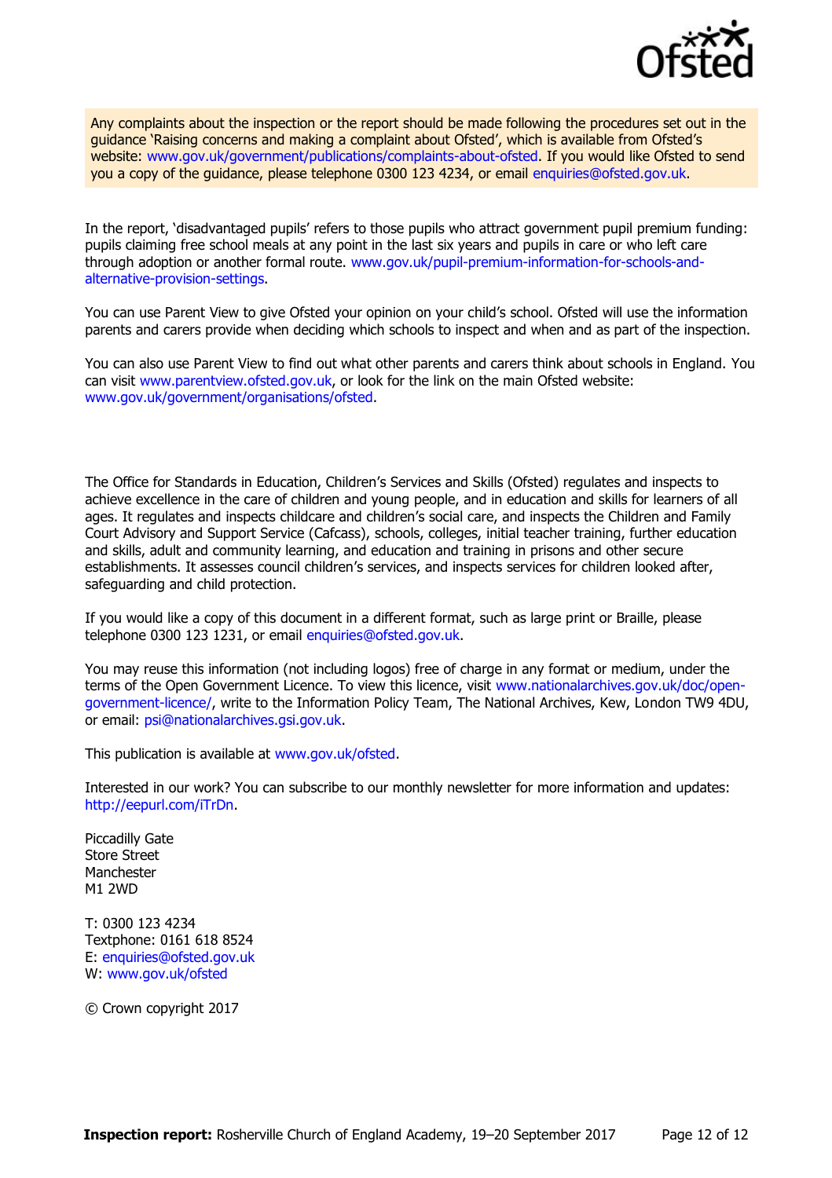Any complaints about the inspection or the report should be made following the procedures set out in the guidance 'Raising concerns and making a complaint about Ofsted', which is available from Ofsted's website: www.gov.uk/government/publications/complaints-about-ofsted. If you would like Ofsted to send you a copy of the guidance, please telephone 0300 123 4234, or email enquiries@ofsted.gov.uk.

In the report, 'disadvantaged pupils' refers to those pupils who attract government pupil premium funding: pupils claiming free school meals at any point in the last six years and pupils in care or who left care through adoption or another formal route. www.gov.uk/pupil-premium-information-for-schools-and-alternative-provision-settings.

You can use Parent View to give Ofsted your opinion on your child's school. Ofsted will use the information parents and carers provide when deciding which schools to inspect and when and as part of the inspection.

You can also use Parent View to find out what other parents and carers think about schools in England. You can visit www.parentview.ofsted.gov.uk, or look for the link on the main Ofsted website: www.gov.uk/government/organisations/ofsted.

The Office for Standards in Education, Children's Services and Skills (Ofsted) regulates and inspects to achieve excellence in the care of children and young people, and in education and skills for learners of all ages. It regulates and inspects childcare and children's social care, and inspects the Children and Family Court Advisory and Support Service (Cafcass), schools, colleges, initial teacher training, further education and skills, adult and community learning, and education and training in prisons and other secure establishments. It assesses council children's services, and inspects services for children looked after, safeguarding and child protection.

If you would like a copy of this document in a different format, such as large print or Braille, please telephone 0300 123 1231, or email enquiries@ofsted.gov.uk.

You may reuse this information (not including logos) free of charge in any format or medium, under the terms of the Open Government Licence. To view this licence, visit www.nationalarchives.gov.uk/doc/open-government-licence/, write to the Information Policy Team, The National Archives, Kew, London TW9 4DU, or email: psi@nationalarchives.gsi.gov.uk.

This publication is available at www.gov.uk/ofsted.

Interested in our work? You can subscribe to our monthly newsletter for more information and updates: http://eepurl.com/iTrDn.

Piccadilly Gate
Store Street
Manchester
M1 2WD

T: 0300 123 4234
Textphone: 0161 618 8524
E: enquiries@ofsted.gov.uk
W: www.gov.uk/ofsted

© Crown copyright 2017